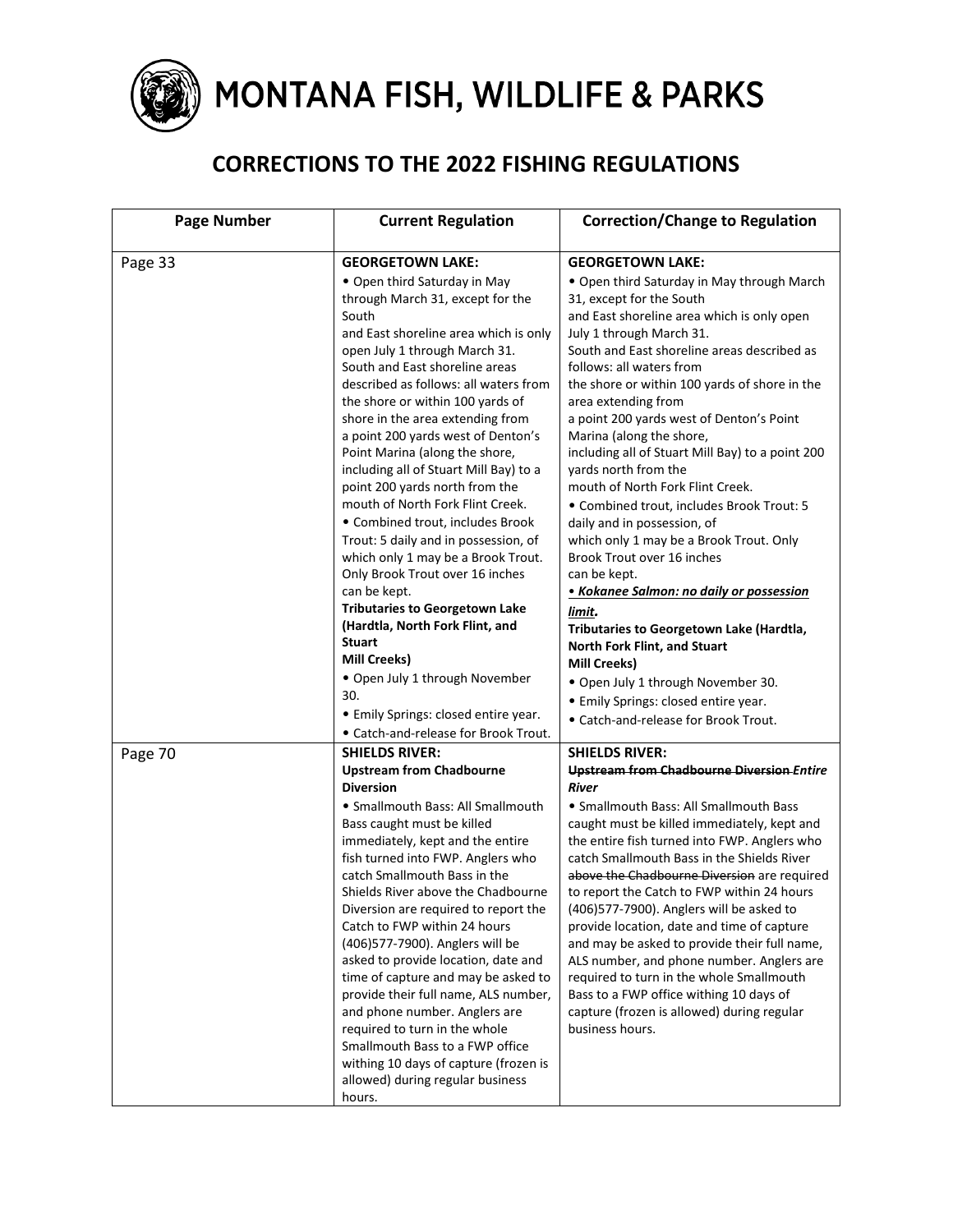# MONTANA FISH, WILDLIFE & PARKS

## CORRECTIONS TO THE 2022 FISHING REGULATIONS

| Page Number | Current Regulation | Correction/Change to Regulation |
|---|---|---|
| Page 33 | **GEORGETOWN LAKE:**<br>• Open third Saturday in May through March 31, except for the South and East shoreline area which is only open July 1 through March 31. South and East shoreline areas described as follows: all waters from the shore or within 100 yards of shore in the area extending from a point 200 yards west of Denton's Point Marina (along the shore, including all of Stuart Mill Bay) to a point 200 yards north from the mouth of North Fork Flint Creek.<br>• Combined trout, includes Brook Trout: 5 daily and in possession, of which only 1 may be a Brook Trout. Only Brook Trout over 16 inches can be kept.<br>**Tributaries to Georgetown Lake (Hardtla, North Fork Flint, and Stuart Mill Creeks)**<br>• Open July 1 through November 30.<br>• Emily Springs: closed entire year.<br>• Catch-and-release for Brook Trout. | **GEORGETOWN LAKE:**<br>• Open third Saturday in May through March 31, except for the South and East shoreline area which is only open July 1 through March 31. South and East shoreline areas described as follows: all waters from the shore or within 100 yards of shore in the area extending from a point 200 yards west of Denton's Point Marina (along the shore, including all of Stuart Mill Bay) to a point 200 yards north from the mouth of North Fork Flint Creek.<br>• Combined trout, includes Brook Trout: 5 daily and in possession, of which only 1 may be a Brook Trout. Only Brook Trout over 16 inches can be kept.<br>***• Kokanee Salmon: no daily or possession limit.***<br>**Tributaries to Georgetown Lake (Hardtla, North Fork Flint, and Stuart Mill Creeks)**<br>• Open July 1 through November 30.<br>• Emily Springs: closed entire year.<br>• Catch-and-release for Brook Trout. |
| Page 70 | **SHIELDS RIVER:**<br>**Upstream from Chadbourne Diversion**<br>• Smallmouth Bass: All Smallmouth Bass caught must be killed immediately, kept and the entire fish turned into FWP. Anglers who catch Smallmouth Bass in the Shields River above the Chadbourne Diversion are required to report the Catch to FWP within 24 hours (406)577-7900). Anglers will be asked to provide location, date and time of capture and may be asked to provide their full name, ALS number, and phone number. Anglers are required to turn in the whole Smallmouth Bass to a FWP office withing 10 days of capture (frozen is allowed) during regular business hours. | **SHIELDS RIVER:**<br>**~~Upstream from Chadbourne Diversion~~ *Entire River***<br>• Smallmouth Bass: All Smallmouth Bass caught must be killed immediately, kept and the entire fish turned into FWP. Anglers who catch Smallmouth Bass in the Shields River ~~above the Chadbourne Diversion~~ are required to report the Catch to FWP within 24 hours (406)577-7900). Anglers will be asked to provide location, date and time of capture and may be asked to provide their full name, ALS number, and phone number. Anglers are required to turn in the whole Smallmouth Bass to a FWP office withing 10 days of capture (frozen is allowed) during regular business hours. |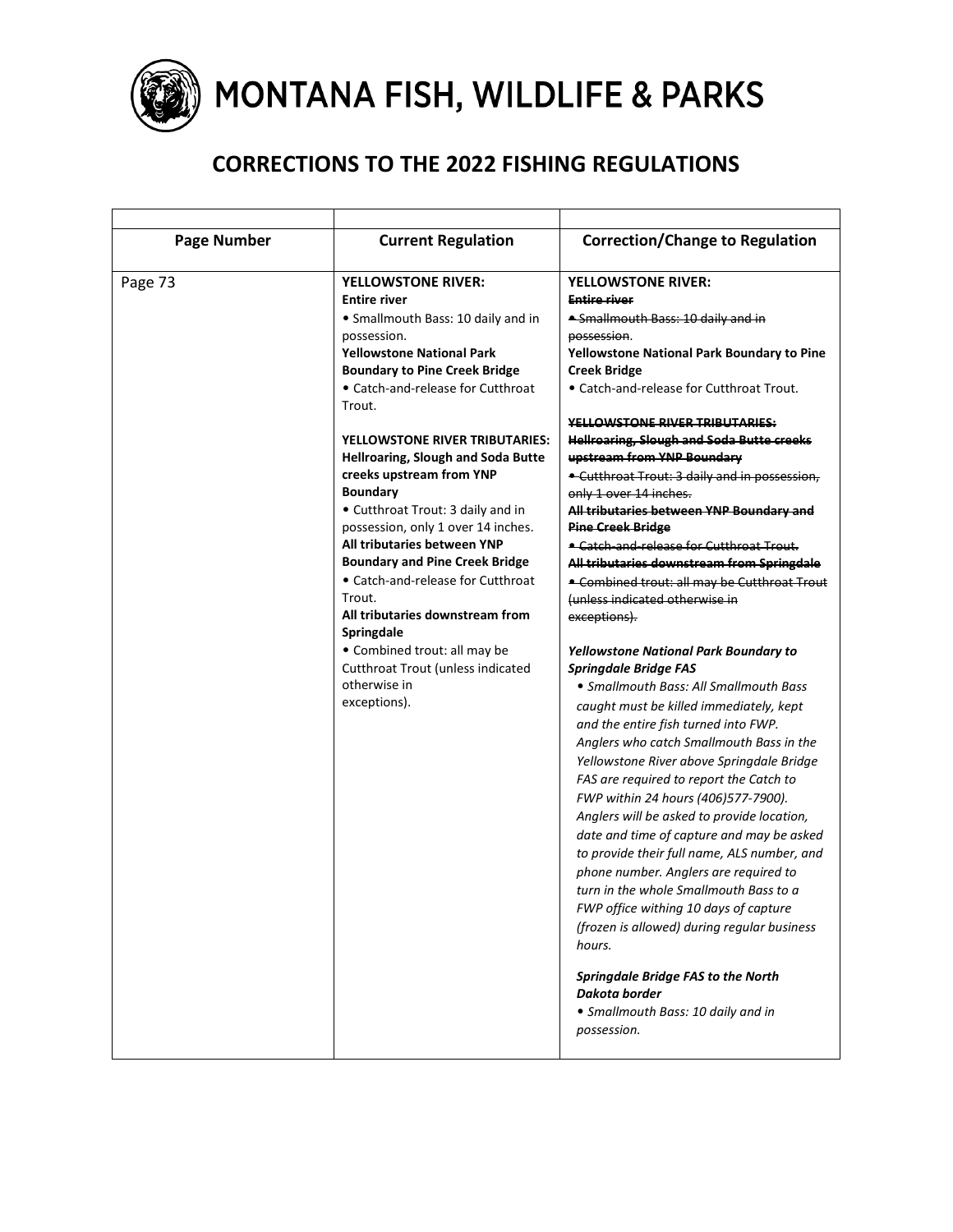# MONTANA FISH, WILDLIFE & PARKS

## CORRECTIONS TO THE 2022 FISHING REGULATIONS

| | | |
|---|---|---|
| **Page Number** | **Current Regulation** | **Correction/Change to Regulation** |
| Page 73 | **YELLOWSTONE RIVER:**<br>**Entire river**<br>• Smallmouth Bass: 10 daily and in possession.<br>**Yellowstone National Park Boundary to Pine Creek Bridge**<br>• Catch-and-release for Cutthroat Trout.<br><br>**YELLOWSTONE RIVER TRIBUTARIES:**<br>**Hellroaring, Slough and Soda Butte creeks upstream from YNP Boundary**<br>• Cutthroat Trout: 3 daily and in possession, only 1 over 14 inches.<br>**All tributaries between YNP Boundary and Pine Creek Bridge**<br>• Catch-and-release for Cutthroat Trout.<br>**All tributaries downstream from Springdale**<br>• Combined trout: all may be Cutthroat Trout (unless indicated otherwise in exceptions). | **YELLOWSTONE RIVER:**<br>~~**Entire river**~~<br>~~• Smallmouth Bass: 10 daily and in possession.~~<br>**Yellowstone National Park Boundary to Pine Creek Bridge**<br>• Catch-and-release for Cutthroat Trout.<br><br>~~**YELLOWSTONE RIVER TRIBUTARIES:**~~<br>~~**Hellroaring, Slough and Soda Butte creeks upstream from YNP Boundary**~~<br>~~• Cutthroat Trout: 3 daily and in possession, only 1 over 14 inches.~~<br>~~**All tributaries between YNP Boundary and Pine Creek Bridge**~~<br>~~• Catch-and-release for Cutthroat Trout.~~<br>~~**All tributaries downstream from Springdale**~~<br>~~• Combined trout: all may be Cutthroat Trout (unless indicated otherwise in exceptions).~~<br><br>***Yellowstone National Park Boundary to Springdale Bridge FAS***<br>*• Smallmouth Bass: All Smallmouth Bass caught must be killed immediately, kept and the entire fish turned into FWP. Anglers who catch Smallmouth Bass in the Yellowstone River above Springdale Bridge FAS are required to report the Catch to FWP within 24 hours (406)577-7900). Anglers will be asked to provide location, date and time of capture and may be asked to provide their full name, ALS number, and phone number. Anglers are required to turn in the whole Smallmouth Bass to a FWP office withing 10 days of capture (frozen is allowed) during regular business hours.*<br><br>***Springdale Bridge FAS to the North Dakota border***<br>*• Smallmouth Bass: 10 daily and in possession.* |